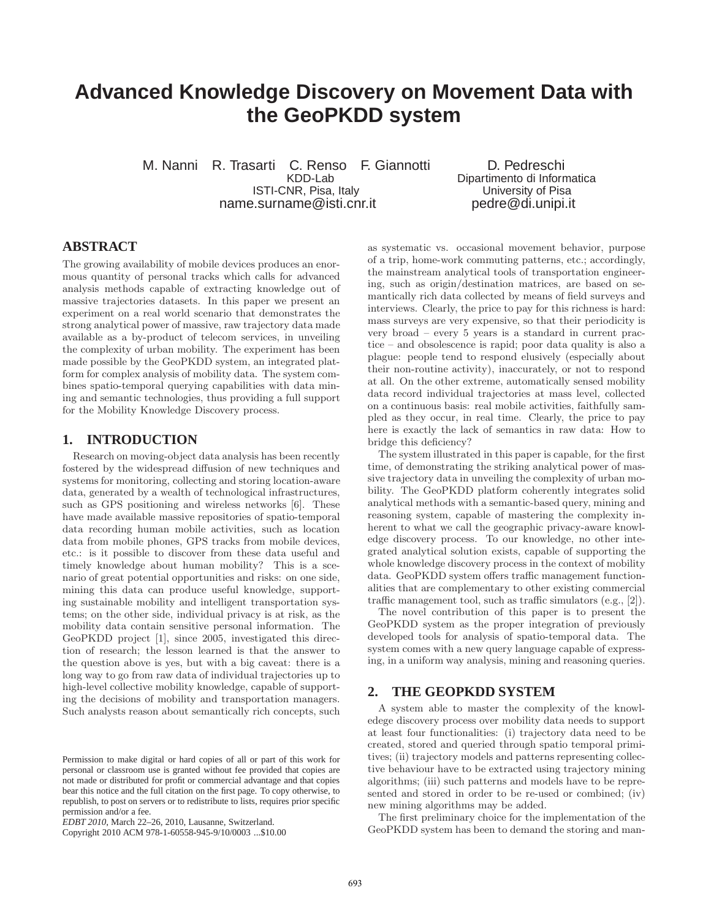# Advanced Knowledge Discovery on Movement Data with the GeoPKDD system

M. Nanni R. Trasarti C. Renso F. Giannotti
KDD-Lab
ISTI-CNR, Pisa, Italy
name.surname@isti.cnr.it

D. Pedreschi
Dipartimento di Informatica
University of Pisa
pedre@di.unipi.it

## ABSTRACT

The growing availability of mobile devices produces an enormous quantity of personal tracks which calls for advanced analysis methods capable of extracting knowledge out of massive trajectories datasets. In this paper we present an experiment on a real world scenario that demonstrates the strong analytical power of massive, raw trajectory data made available as a by-product of telecom services, in unveiling the complexity of urban mobility. The experiment has been made possible by the GeoPKDD system, an integrated platform for complex analysis of mobility data. The system combines spatio-temporal querying capabilities with data mining and semantic technologies, thus providing a full support for the Mobility Knowledge Discovery process.

## 1. INTRODUCTION

Research on moving-object data analysis has been recently fostered by the widespread diffusion of new techniques and systems for monitoring, collecting and storing location-aware data, generated by a wealth of technological infrastructures, such as GPS positioning and wireless networks [6]. These have made available massive repositories of spatio-temporal data recording human mobile activities, such as location data from mobile phones, GPS tracks from mobile devices, etc.: is it possible to discover from these data useful and timely knowledge about human mobility? This is a scenario of great potential opportunities and risks: on one side, mining this data can produce useful knowledge, supporting sustainable mobility and intelligent transportation systems; on the other side, individual privacy is at risk, as the mobility data contain sensitive personal information. The GeoPKDD project [1], since 2005, investigated this direction of research; the lesson learned is that the answer to the question above is yes, but with a big caveat: there is a long way to go from raw data of individual trajectories up to high-level collective mobility knowledge, capable of supporting the decisions of mobility and transportation managers. Such analysts reason about semantically rich concepts, such as systematic vs. occasional movement behavior, purpose of a trip, home-work commuting patterns, etc.; accordingly, the mainstream analytical tools of transportation engineering, such as origin/destination matrices, are based on semantically rich data collected by means of field surveys and interviews. Clearly, the price to pay for this richness is hard: mass surveys are very expensive, so that their periodicity is very broad – every 5 years is a standard in current practice – and obsolescence is rapid; poor data quality is also a plague: people tend to respond elusively (especially about their non-routine activity), inaccurately, or not to respond at all. On the other extreme, automatically sensed mobility data record individual trajectories at mass level, collected on a continuous basis: real mobile activities, faithfully sampled as they occur, in real time. Clearly, the price to pay here is exactly the lack of semantics in raw data: How to bridge this deficiency?

The system illustrated in this paper is capable, for the first time, of demonstrating the striking analytical power of massive trajectory data in unveiling the complexity of urban mobility. The GeoPKDD platform coherently integrates solid analytical methods with a semantic-based query, mining and reasoning system, capable of mastering the complexity inherent to what we call the geographic privacy-aware knowledge discovery process. To our knowledge, no other integrated analytical solution exists, capable of supporting the whole knowledge discovery process in the context of mobility data. GeoPKDD system offers traffic management functionalities that are complementary to other existing commercial traffic management tool, such as traffic simulators (e.g., [2]).

The novel contribution of this paper is to present the GeoPKDD system as the proper integration of previously developed tools for analysis of spatio-temporal data. The system comes with a new query language capable of expressing, in a uniform way analysis, mining and reasoning queries.

## 2. THE GEOPKDD SYSTEM

A system able to master the complexity of the knowledege discovery process over mobility data needs to support at least four functionalities: (i) trajectory data need to be created, stored and queried through spatio temporal primitives; (ii) trajectory models and patterns representing collective behaviour have to be extracted using trajectory mining algorithms; (iii) such patterns and models have to be represented and stored in order to be re-used or combined; (iv) new mining algorithms may be added.

The first preliminary choice for the implementation of the GeoPKDD system has been to demand the storing and man-

Permission to make digital or hard copies of all or part of this work for personal or classroom use is granted without fee provided that copies are not made or distributed for profit or commercial advantage and that copies bear this notice and the full citation on the first page. To copy otherwise, to republish, to post on servers or to redistribute to lists, requires prior specific permission and/or a fee.
*EDBT 2010*, March 22–26, 2010, Lausanne, Switzerland.
Copyright 2010 ACM 978-1-60558-945-9/10/0003 ...$10.00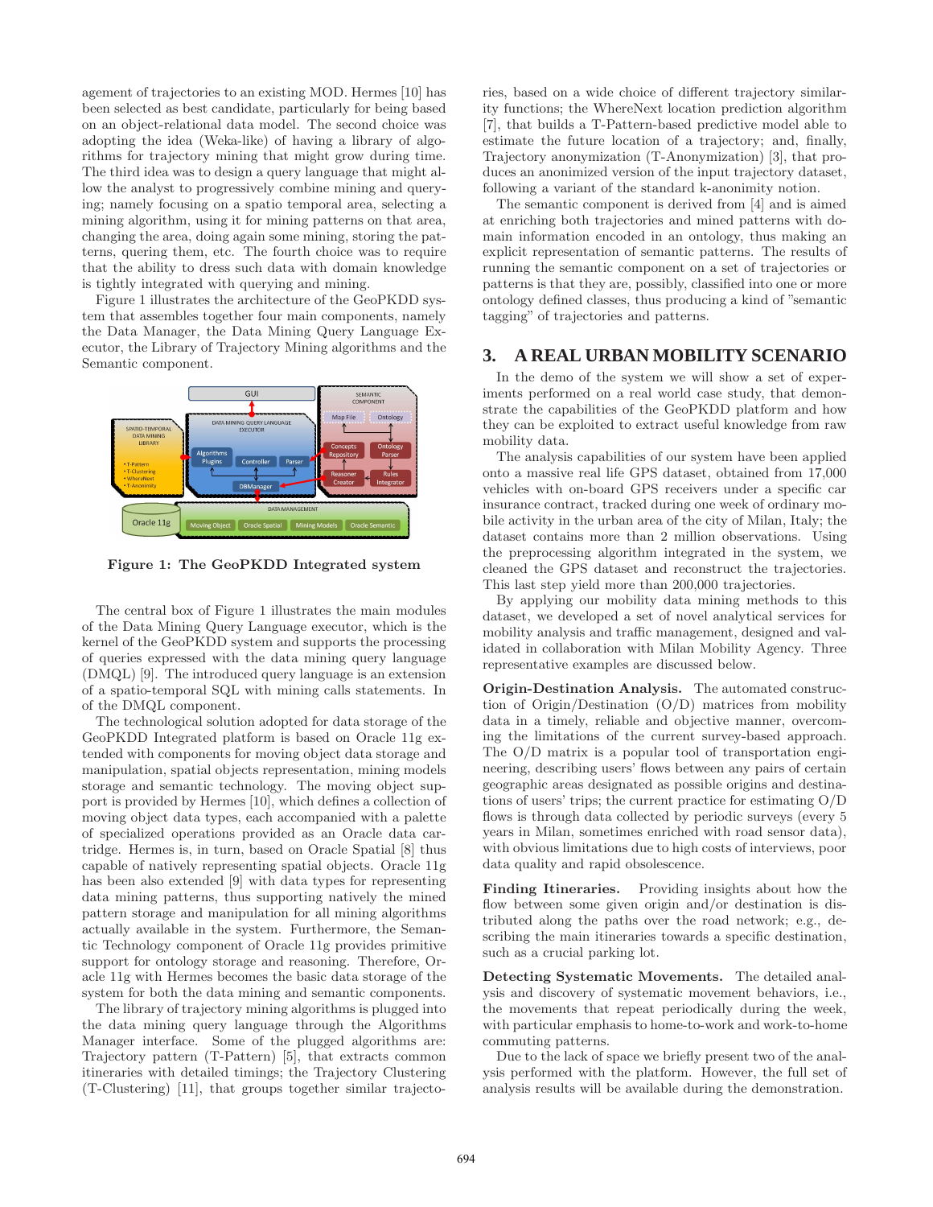agement of trajectories to an existing MOD. Hermes [10] has been selected as best candidate, particularly for being based on an object-relational data model. The second choice was adopting the idea (Weka-like) of having a library of algorithms for trajectory mining that might grow during time. The third idea was to design a query language that might allow the analyst to progressively combine mining and querying; namely focusing on a spatio temporal area, selecting a mining algorithm, using it for mining patterns on that area, changing the area, doing again some mining, storing the patterns, quering them, etc. The fourth choice was to require that the ability to dress such data with domain knowledge is tightly integrated with querying and mining.

Figure 1 illustrates the architecture of the GeoPKDD system that assembles together four main components, namely the Data Manager, the Data Mining Query Language Executor, the Library of Trajectory Mining algorithms and the Semantic component.

**Figure 1: The GeoPKDD Integrated system**

The central box of Figure 1 illustrates the main modules of the Data Mining Query Language executor, which is the kernel of the GeoPKDD system and supports the processing of queries expressed with the data mining query language (DMQL) [9]. The introduced query language is an extension of a spatio-temporal SQL with mining calls statements. In of the DMQL component.

The technological solution adopted for data storage of the GeoPKDD Integrated platform is based on Oracle 11g extended with components for moving object data storage and manipulation, spatial objects representation, mining models storage and semantic technology. The moving object support is provided by Hermes [10], which defines a collection of moving object data types, each accompanied with a palette of specialized operations provided as an Oracle data cartridge. Hermes is, in turn, based on Oracle Spatial [8] thus capable of natively representing spatial objects. Oracle 11g has been also extended [9] with data types for representing data mining patterns, thus supporting natively the mined pattern storage and manipulation for all mining algorithms actually available in the system. Furthermore, the Semantic Technology component of Oracle 11g provides primitive support for ontology storage and reasoning. Therefore, Oracle 11g with Hermes becomes the basic data storage of the system for both the data mining and semantic components.

The library of trajectory mining algorithms is plugged into the data mining query language through the Algorithms Manager interface. Some of the plugged algorithms are: Trajectory pattern (T-Pattern) [5], that extracts common itineraries with detailed timings; the Trajectory Clustering (T-Clustering) [11], that groups together similar trajectories, based on a wide choice of different trajectory similarity functions; the WhereNext location prediction algorithm [7], that builds a T-Pattern-based predictive model able to estimate the future location of a trajectory; and, finally, Trajectory anonymization (T-Anonymization) [3], that produces an anonimized version of the input trajectory dataset, following a variant of the standard k-anonimity notion.

The semantic component is derived from [4] and is aimed at enriching both trajectories and mined patterns with domain information encoded in an ontology, thus making an explicit representation of semantic patterns. The results of running the semantic component on a set of trajectories or patterns is that they are, possibly, classified into one or more ontology defined classes, thus producing a kind of "semantic tagging" of trajectories and patterns.

## 3. A REAL URBAN MOBILITY SCENARIO

In the demo of the system we will show a set of experiments performed on a real world case study, that demonstrate the capabilities of the GeoPKDD platform and how they can be exploited to extract useful knowledge from raw mobility data.

The analysis capabilities of our system have been applied onto a massive real life GPS dataset, obtained from 17,000 vehicles with on-board GPS receivers under a specific car insurance contract, tracked during one week of ordinary mobile activity in the urban area of the city of Milan, Italy; the dataset contains more than 2 million observations. Using the preprocessing algorithm integrated in the system, we cleaned the GPS dataset and reconstruct the trajectories. This last step yield more than 200,000 trajectories.

By applying our mobility data mining methods to this dataset, we developed a set of novel analytical services for mobility analysis and traffic management, designed and validated in collaboration with Milan Mobility Agency. Three representative examples are discussed below.

**Origin-Destination Analysis.** The automated construction of Origin/Destination (O/D) matrices from mobility data in a timely, reliable and objective manner, overcoming the limitations of the current survey-based approach. The O/D matrix is a popular tool of transportation engineering, describing users' flows between any pairs of certain geographic areas designated as possible origins and destinations of users' trips; the current practice for estimating O/D flows is through data collected by periodic surveys (every 5 years in Milan, sometimes enriched with road sensor data), with obvious limitations due to high costs of interviews, poor data quality and rapid obsolescence.

**Finding Itineraries.** Providing insights about how the flow between some given origin and/or destination is distributed along the paths over the road network; e.g., describing the main itineraries towards a specific destination, such as a crucial parking lot.

**Detecting Systematic Movements.** The detailed analysis and discovery of systematic movement behaviors, i.e., the movements that repeat periodically during the week, with particular emphasis to home-to-work and work-to-home commuting patterns.

Due to the lack of space we briefly present two of the analysis performed with the platform. However, the full set of analysis results will be available during the demonstration.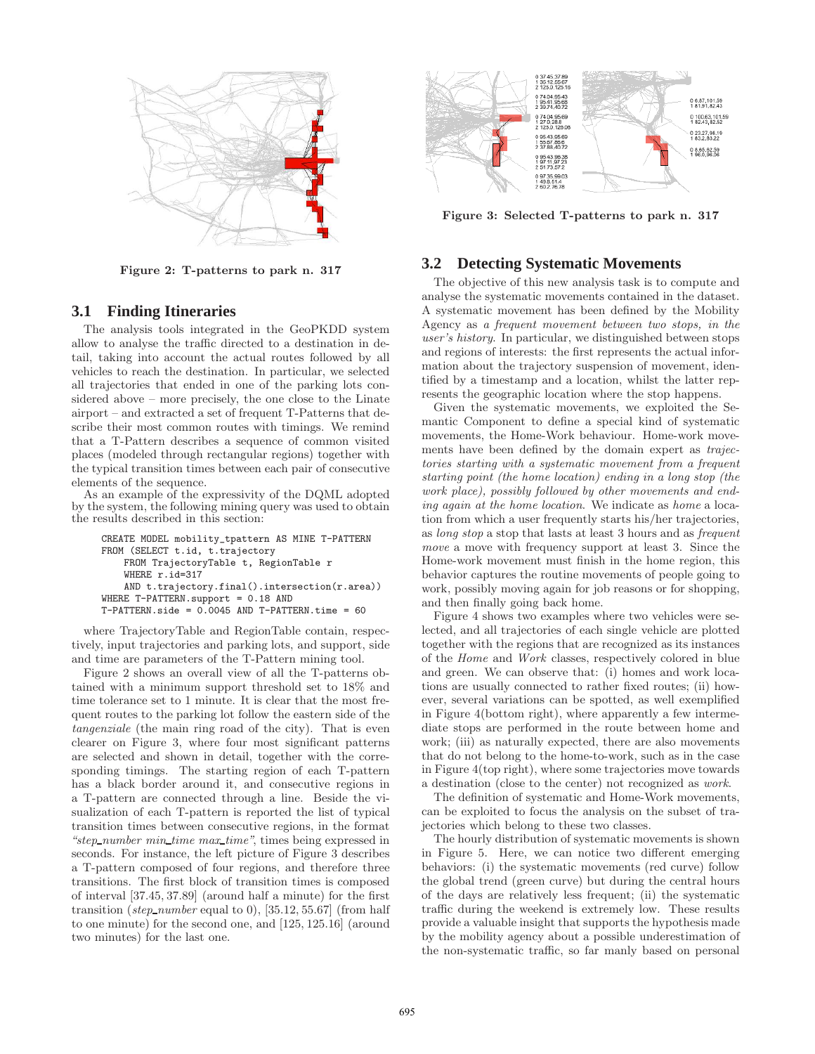Figure 2: T-patterns to park n. 317

Figure 3: Selected T-patterns to park n. 317

## 3.1 Finding Itineraries

The analysis tools integrated in the GeoPKDD system allow to analyse the traffic directed to a destination in detail, taking into account the actual routes followed by all vehicles to reach the destination. In particular, we selected all trajectories that ended in one of the parking lots considered above – more precisely, the one close to the Linate airport – and extracted a set of frequent T-Patterns that describe their most common routes with timings. We remind that a T-Pattern describes a sequence of common visited places (modeled through rectangular regions) together with the typical transition times between each pair of consecutive elements of the sequence.

As an example of the expressivity of the DQML adopted by the system, the following mining query was used to obtain the results described in this section:

```
CREATE MODEL mobility_tpattern AS MINE T-PATTERN
FROM (SELECT t.id, t.trajectory
    FROM TrajectoryTable t, RegionTable r
    WHERE r.id=317
    AND t.trajectory.final().intersection(r.area))
WHERE T-PATTERN.support = 0.18 AND
T-PATTERN.side = 0.0045 AND T-PATTERN.time = 60
```

where TrajectoryTable and RegionTable contain, respectively, input trajectories and parking lots, and support, side and time are parameters of the T-Pattern mining tool.

Figure 2 shows an overall view of all the T-patterns obtained with a minimum support threshold set to 18% and time tolerance set to 1 minute. It is clear that the most frequent routes to the parking lot follow the eastern side of the *tangenziale* (the main ring road of the city). That is even clearer on Figure 3, where four most significant patterns are selected and shown in detail, together with the corresponding timings. The starting region of each T-pattern has a black border around it, and consecutive regions in a T-pattern are connected through a line. Beside the visualization of each T-pattern is reported the list of typical transition times between consecutive regions, in the format *"step_number min_time max_time"*, times being expressed in seconds. For instance, the left picture of Figure 3 describes a T-pattern composed of four regions, and therefore three transitions. The first block of transition times is composed of interval [37.45, 37.89] (around half a minute) for the first transition (*step_number* equal to 0), [35.12, 55.67] (from half to one minute) for the second one, and [125, 125.16] (around two minutes) for the last one.

## 3.2 Detecting Systematic Movements

The objective of this new analysis task is to compute and analyse the systematic movements contained in the dataset. A systematic movement has been defined by the Mobility Agency as *a frequent movement between two stops, in the user's history*. In particular, we distinguished between stops and regions of interests: the first represents the actual information about the trajectory suspension of movement, identified by a timestamp and a location, whilst the latter represents the geographic location where the stop happens.

Given the systematic movements, we exploited the Semantic Component to define a special kind of systematic movements, the Home-Work behaviour. Home-work movements have been defined by the domain expert as *trajectories starting with a systematic movement from a frequent starting point (the home location) ending in a long stop (the work place), possibly followed by other movements and ending again at the home location*. We indicate as *home* a location from which a user frequently starts his/her trajectories, as *long stop* a stop that lasts at least 3 hours and as *frequent move* a move with frequency support at least 3. Since the Home-work movement must finish in the home region, this behavior captures the routine movements of people going to work, possibly moving again for job reasons or for shopping, and then finally going back home.

Figure 4 shows two examples where two vehicles were selected, and all trajectories of each single vehicle are plotted together with the regions that are recognized as its instances of the *Home* and *Work* classes, respectively colored in blue and green. We can observe that: (i) homes and work locations are usually connected to rather fixed routes; (ii) however, several variations can be spotted, as well exemplified in Figure 4(bottom right), where apparently a few intermediate stops are performed in the route between home and work; (iii) as naturally expected, there are also movements that do not belong to the home-to-work, such as in the case in Figure 4(top right), where some trajectories move towards a destination (close to the center) not recognized as *work*.

The definition of systematic and Home-Work movements, can be exploited to focus the analysis on the subset of trajectories which belong to these two classes.

The hourly distribution of systematic movements is shown in Figure 5. Here, we can notice two different emerging behaviors: (i) the systematic movements (red curve) follow the global trend (green curve) but during the central hours of the days are relatively less frequent; (ii) the systematic traffic during the weekend is extremely low. These results provide a valuable insight that supports the hypothesis made by the mobility agency about a possible underestimation of the non-systematic traffic, so far manly based on personal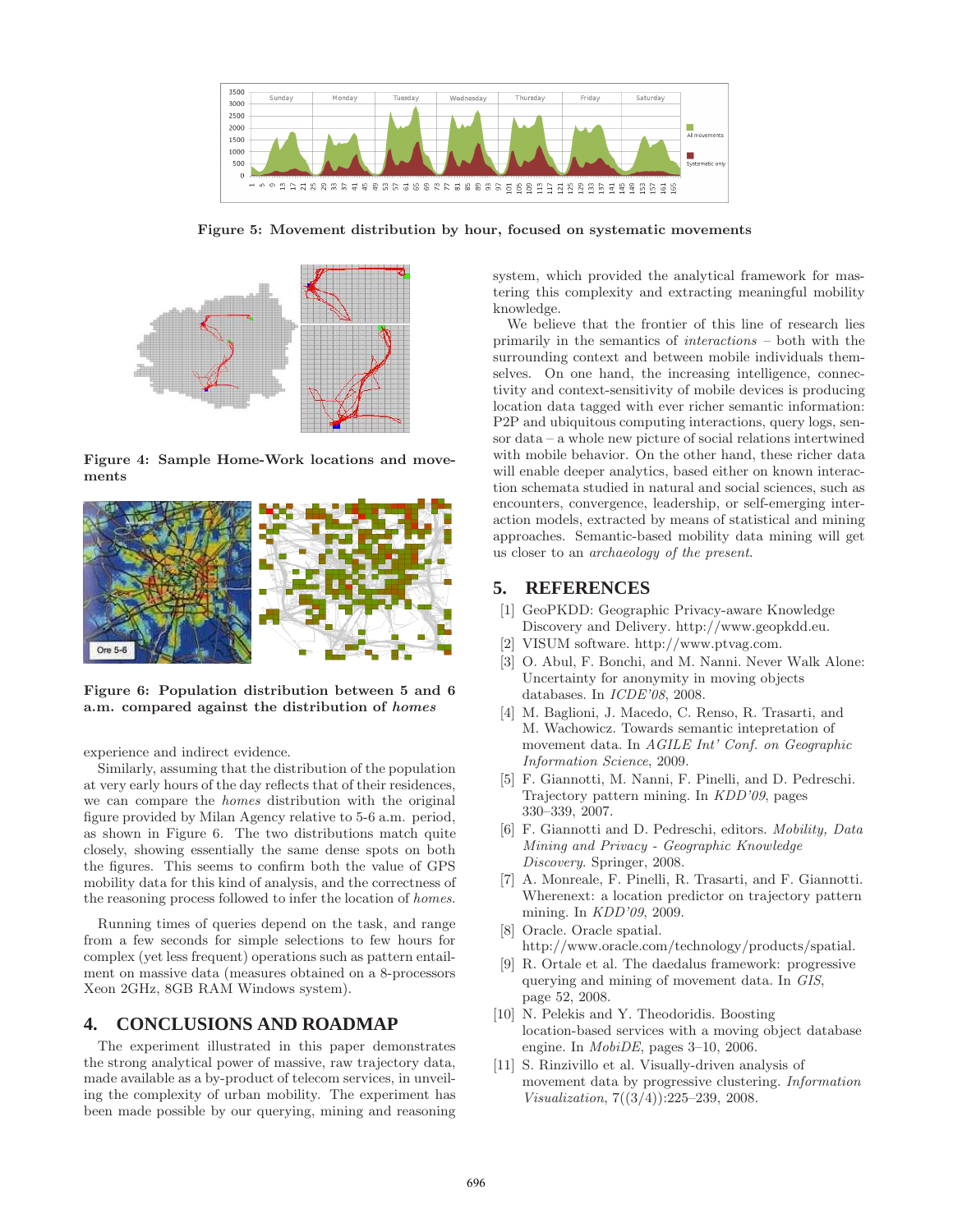3500
3000
2500
2000
1500
1000
500
0

Sunday Monday Tuesday Wednesday Thursday Friday Saturday

All movements

Systematic only

1 5 9 13 17 21 25 29 33 37 41 45 49 53 57 61 65 69 73 77 81 85 89 93 97 101 105 109 113 117 121 125 129 133 137 141 145 149 153 157 161 165

**Figure 5: Movement distribution by hour, focused on systematic movements**

**Figure 4: Sample Home-Work locations and movements**

Ore 5-6

**Figure 6: Population distribution between 5 and 6 a.m. compared against the distribution of *homes***

experience and indirect evidence.

Similarly, assuming that the distribution of the population at very early hours of the day reflects that of their residences, we can compare the *homes* distribution with the original figure provided by Milan Agency relative to 5-6 a.m. period, as shown in Figure 6. The two distributions match quite closely, showing essentially the same dense spots on both the figures. This seems to confirm both the value of GPS mobility data for this kind of analysis, and the correctness of the reasoning process followed to infer the location of *homes*.

Running times of queries depend on the task, and range from a few seconds for simple selections to few hours for complex (yet less frequent) operations such as pattern entailment on massive data (measures obtained on a 8-processors Xeon 2GHz, 8GB RAM Windows system).

## 4. CONCLUSIONS AND ROADMAP

The experiment illustrated in this paper demonstrates the strong analytical power of massive, raw trajectory data, made available as a by-product of telecom services, in unveiling the complexity of urban mobility. The experiment has been made possible by our querying, mining and reasoning system, which provided the analytical framework for mastering this complexity and extracting meaningful mobility knowledge.

We believe that the frontier of this line of research lies primarily in the semantics of *interactions* – both with the surrounding context and between mobile individuals themselves. On one hand, the increasing intelligence, connectivity and context-sensitivity of mobile devices is producing location data tagged with ever richer semantic information: P2P and ubiquitous computing interactions, query logs, sensor data – a whole new picture of social relations intertwined with mobile behavior. On the other hand, these richer data will enable deeper analytics, based either on known interaction schemata studied in natural and social sciences, such as encounters, convergence, leadership, or self-emerging interaction models, extracted by means of statistical and mining approaches. Semantic-based mobility data mining will get us closer to an *archaeology of the present*.

## 5. REFERENCES

[1] GeoPKDD: Geographic Privacy-aware Knowledge Discovery and Delivery. http://www.geopkdd.eu.

[2] VISUM software. http://www.ptvag.com.

[3] O. Abul, F. Bonchi, and M. Nanni. Never Walk Alone: Uncertainty for anonymity in moving objects databases. In *ICDE'08*, 2008.

[4] M. Baglioni, J. Macedo, C. Renso, R. Trasarti, and M. Wachowicz. Towards semantic intepretation of movement data. In *AGILE Int' Conf. on Geographic Information Science*, 2009.

[5] F. Giannotti, M. Nanni, F. Pinelli, and D. Pedreschi. Trajectory pattern mining. In *KDD'09*, pages 330–339, 2007.

[6] F. Giannotti and D. Pedreschi, editors. *Mobility, Data Mining and Privacy - Geographic Knowledge Discovery*. Springer, 2008.

[7] A. Monreale, F. Pinelli, R. Trasarti, and F. Giannotti. Wherenext: a location predictor on trajectory pattern mining. In *KDD'09*, 2009.

[8] Oracle. Oracle spatial. http://www.oracle.com/technology/products/spatial.

[9] R. Ortale et al. The daedalus framework: progressive querying and mining of movement data. In *GIS*, page 52, 2008.

[10] N. Pelekis and Y. Theodoridis. Boosting location-based services with a moving object database engine. In *MobiDE*, pages 3–10, 2006.

[11] S. Rinzivillo et al. Visually-driven analysis of movement data by progressive clustering. *Information Visualization*, 7((3/4)):225–239, 2008.